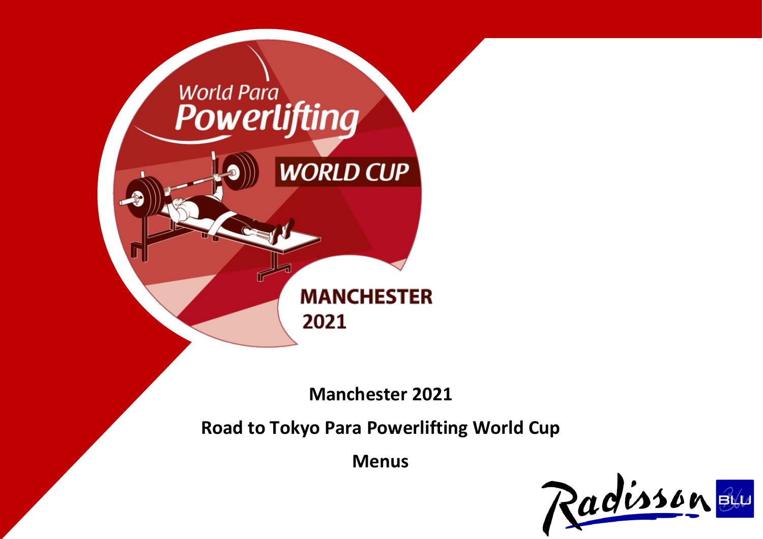# Manchester 2021

## Road to Tokyo Para Powerlifting World Cup

## Menus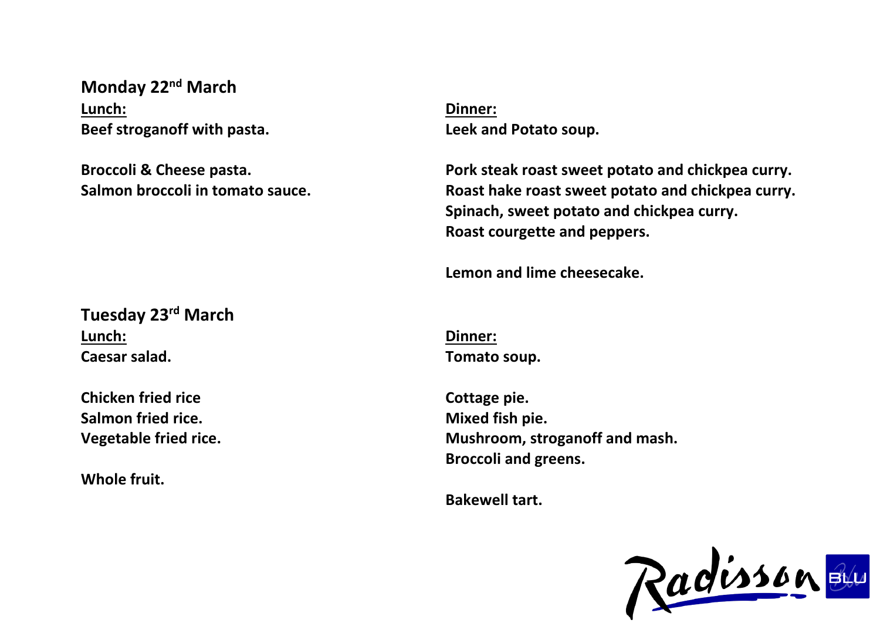## Monday 22nd March

**Lunch:**

**Beef stroganoff with pasta.**

**Broccoli & Cheese pasta.**
**Salmon broccoli in tomato sauce.**

**Dinner:**

**Leek and Potato soup.**

**Pork steak roast sweet potato and chickpea curry.**
**Roast hake roast sweet potato and chickpea curry.**
**Spinach, sweet potato and chickpea curry.**
**Roast courgette and peppers.**

**Lemon and lime cheesecake.**

## Tuesday 23rd March

**Lunch:**

**Caesar salad.**

**Chicken fried rice**
**Salmon fried rice.**
**Vegetable fried rice.**

**Whole fruit.**

**Dinner:**

**Tomato soup.**

**Cottage pie.**
**Mixed fish pie.**
**Mushroom, stroganoff and mash.**
**Broccoli and greens.**

**Bakewell tart.**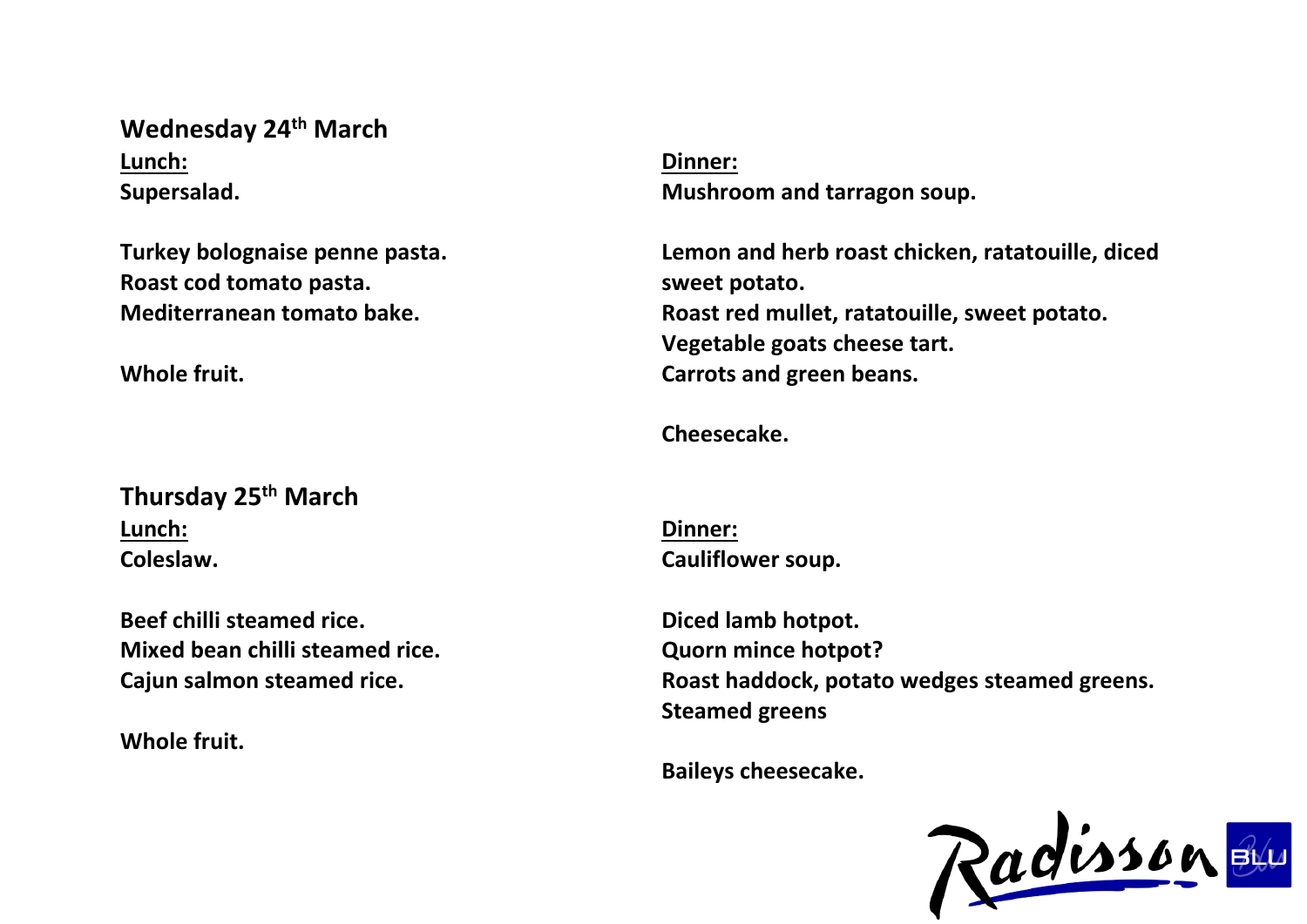**Wednesday 24th March**

**Lunch:**

**Supersalad.**

**Turkey bolognaise penne pasta.**
**Roast cod tomato pasta.**
**Mediterranean tomato bake.**

**Whole fruit.**

**Dinner:**

**Mushroom and tarragon soup.**

**Lemon and herb roast chicken, ratatouille, diced sweet potato.**
**Roast red mullet, ratatouille, sweet potato.**
**Vegetable goats cheese tart.**
**Carrots and green beans.**

**Cheesecake.**

**Thursday 25th March**

**Lunch:**

**Coleslaw.**

**Beef chilli steamed rice.**
**Mixed bean chilli steamed rice.**
**Cajun salmon steamed rice.**

**Whole fruit.**

**Dinner:**

**Cauliflower soup.**

**Diced lamb hotpot.**
**Quorn mince hotpot?**
**Roast haddock, potato wedges steamed greens.**
**Steamed greens**

**Baileys cheesecake.**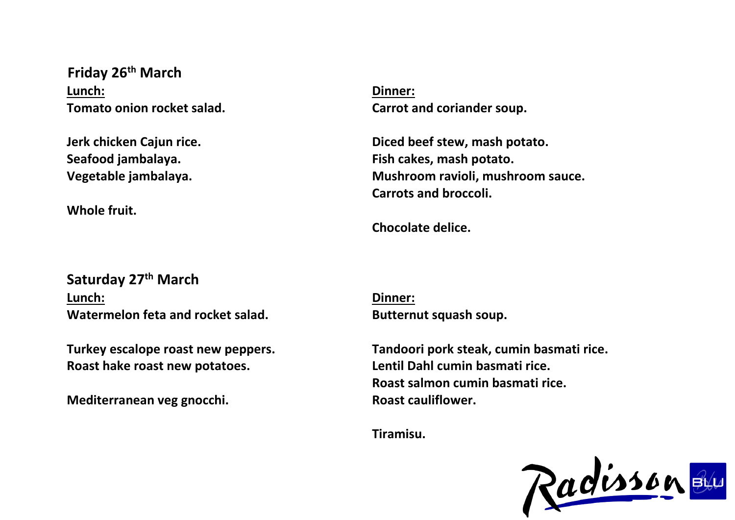## Friday 26th March

**Lunch:**

**Tomato onion rocket salad.**

**Jerk chicken Cajun rice.**
**Seafood jambalaya.**
**Vegetable jambalaya.**

**Whole fruit.**

**Dinner:**

**Carrot and coriander soup.**

**Diced beef stew, mash potato.**
**Fish cakes, mash potato.**
**Mushroom ravioli, mushroom sauce.**
**Carrots and broccoli.**

**Chocolate delice.**

## Saturday 27th March

**Lunch:**

**Watermelon feta and rocket salad.**

**Turkey escalope roast new peppers.**
**Roast hake roast new potatoes.**

**Mediterranean veg gnocchi.**

**Dinner:**

**Butternut squash soup.**

**Tandoori pork steak, cumin basmati rice.**
**Lentil Dahl cumin basmati rice.**
**Roast salmon cumin basmati rice.**
**Roast cauliflower.**

**Tiramisu.**

Radisson BLU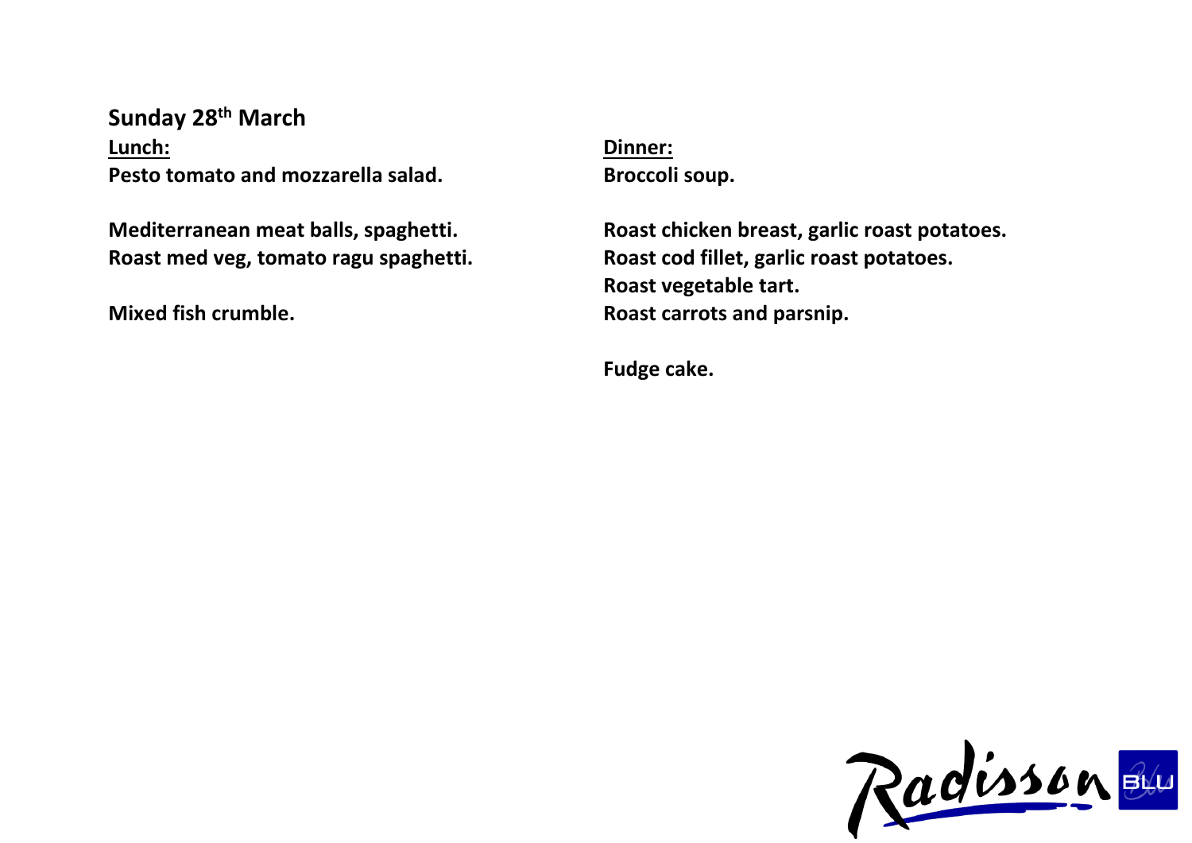**Sunday 28th March**

**Lunch:**

**Pesto tomato and mozzarella salad.**

**Mediterranean meat balls, spaghetti.**
**Roast med veg, tomato ragu spaghetti.**

**Mixed fish crumble.**

**Dinner:**

**Broccoli soup.**

**Roast chicken breast, garlic roast potatoes.**
**Roast cod fillet, garlic roast potatoes.**
**Roast vegetable tart.**
**Roast carrots and parsnip.**

**Fudge cake.**

Radisson BLU